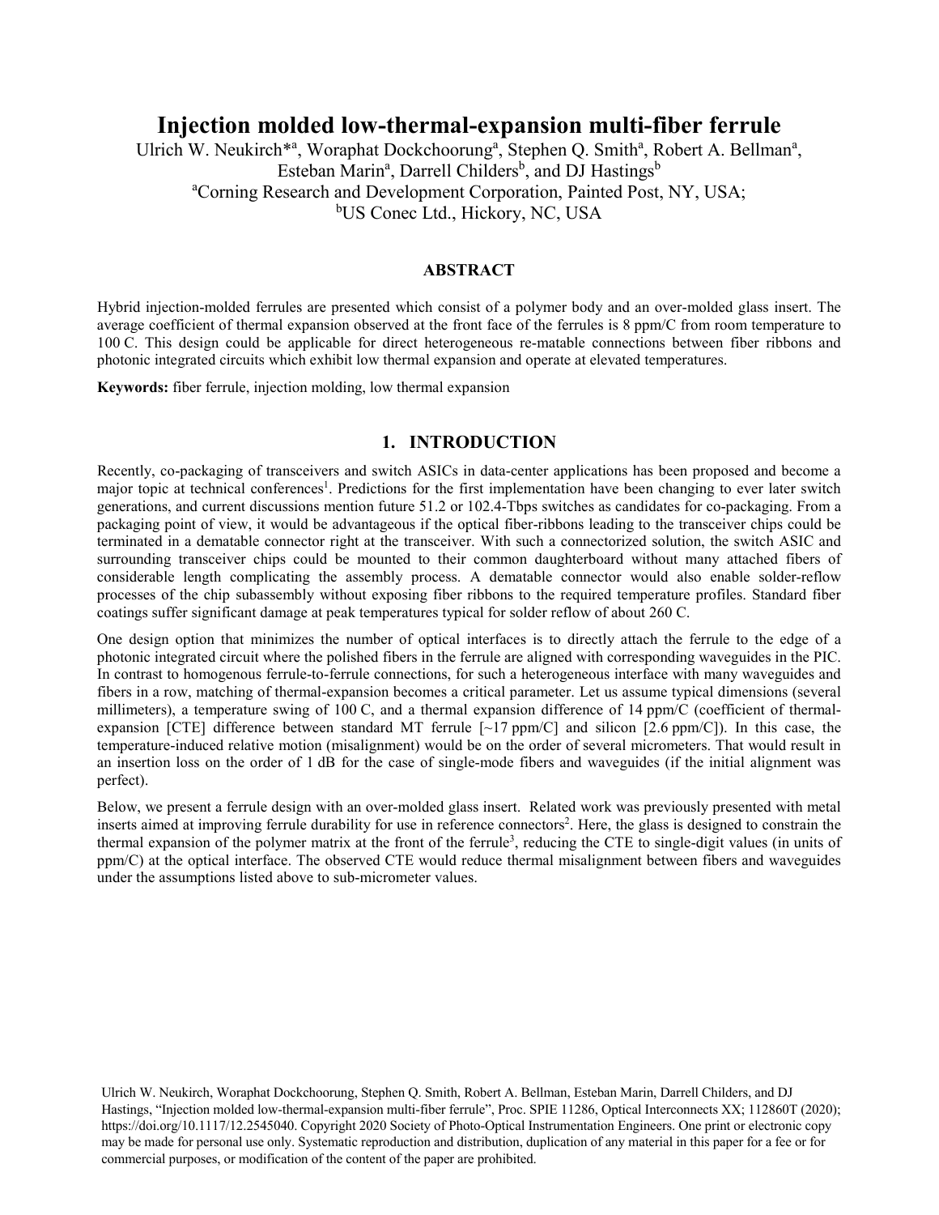# Injection molded low-thermal-expansion multi-fiber ferrule

Ulrich W. Neukirch*[a], Woraphat Dockchoorung[a], Stephen Q. Smith[a], Robert A. Bellman[a], Esteban Marin[a], Darrell Childers[b], and DJ Hastings[b]

[a]Corning Research and Development Corporation, Painted Post, NY, USA;
[b]US Conec Ltd., Hickory, NC, USA

## ABSTRACT

Hybrid injection-molded ferrules are presented which consist of a polymer body and an over-molded glass insert. The average coefficient of thermal expansion observed at the front face of the ferrules is 8 ppm/C from room temperature to 100 C. This design could be applicable for direct heterogeneous re-matable connections between fiber ribbons and photonic integrated circuits which exhibit low thermal expansion and operate at elevated temperatures.

**Keywords:** fiber ferrule, injection molding, low thermal expansion

## 1. INTRODUCTION

Recently, co-packaging of transceivers and switch ASICs in data-center applications has been proposed and become a major topic at technical conferences[1]. Predictions for the first implementation have been changing to ever later switch generations, and current discussions mention future 51.2 or 102.4-Tbps switches as candidates for co-packaging. From a packaging point of view, it would be advantageous if the optical fiber-ribbons leading to the transceiver chips could be terminated in a dematable connector right at the transceiver. With such a connectorized solution, the switch ASIC and surrounding transceiver chips could be mounted to their common daughterboard without many attached fibers of considerable length complicating the assembly process. A dematable connector would also enable solder-reflow processes of the chip subassembly without exposing fiber ribbons to the required temperature profiles. Standard fiber coatings suffer significant damage at peak temperatures typical for solder reflow of about 260 C.

One design option that minimizes the number of optical interfaces is to directly attach the ferrule to the edge of a photonic integrated circuit where the polished fibers in the ferrule are aligned with corresponding waveguides in the PIC. In contrast to homogenous ferrule-to-ferrule connections, for such a heterogeneous interface with many waveguides and fibers in a row, matching of thermal-expansion becomes a critical parameter. Let us assume typical dimensions (several millimeters), a temperature swing of 100 C, and a thermal expansion difference of 14 ppm/C (coefficient of thermal-expansion [CTE] difference between standard MT ferrule [~17 ppm/C] and silicon [2.6 ppm/C]). In this case, the temperature-induced relative motion (misalignment) would be on the order of several micrometers. That would result in an insertion loss on the order of 1 dB for the case of single-mode fibers and waveguides (if the initial alignment was perfect).

Below, we present a ferrule design with an over-molded glass insert. Related work was previously presented with metal inserts aimed at improving ferrule durability for use in reference connectors[2]. Here, the glass is designed to constrain the thermal expansion of the polymer matrix at the front of the ferrule[3], reducing the CTE to single-digit values (in units of ppm/C) at the optical interface. The observed CTE would reduce thermal misalignment between fibers and waveguides under the assumptions listed above to sub-micrometer values.

Ulrich W. Neukirch, Woraphat Dockchoorung, Stephen Q. Smith, Robert A. Bellman, Esteban Marin, Darrell Childers, and DJ Hastings, "Injection molded low-thermal-expansion multi-fiber ferrule", Proc. SPIE 11286, Optical Interconnects XX; 112860T (2020); https://doi.org/10.1117/12.2545040. Copyright 2020 Society of Photo-Optical Instrumentation Engineers. One print or electronic copy may be made for personal use only. Systematic reproduction and distribution, duplication of any material in this paper for a fee or for commercial purposes, or modification of the content of the paper are prohibited.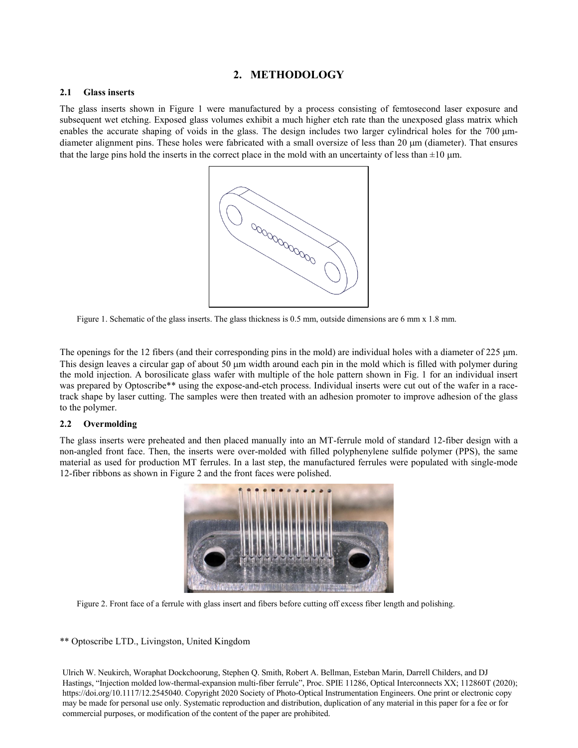# 2. METHODOLOGY

## 2.1 Glass inserts

The glass inserts shown in Figure 1 were manufactured by a process consisting of femtosecond laser exposure and subsequent wet etching. Exposed glass volumes exhibit a much higher etch rate than the unexposed glass matrix which enables the accurate shaping of voids in the glass. The design includes two larger cylindrical holes for the 700 μm-diameter alignment pins. These holes were fabricated with a small oversize of less than 20 μm (diameter). That ensures that the large pins hold the inserts in the correct place in the mold with an uncertainty of less than ±10 μm.

Figure 1. Schematic of the glass inserts. The glass thickness is 0.5 mm, outside dimensions are 6 mm x 1.8 mm.

The openings for the 12 fibers (and their corresponding pins in the mold) are individual holes with a diameter of 225 μm. This design leaves a circular gap of about 50 μm width around each pin in the mold which is filled with polymer during the mold injection. A borosilicate glass wafer with multiple of the hole pattern shown in Fig. 1 for an individual insert was prepared by Optoscribe** using the expose-and-etch process. Individual inserts were cut out of the wafer in a race-track shape by laser cutting. The samples were then treated with an adhesion promoter to improve adhesion of the glass to the polymer.

## 2.2 Overmolding

The glass inserts were preheated and then placed manually into an MT-ferrule mold of standard 12-fiber design with a non-angled front face. Then, the inserts were over-molded with filled polyphenylene sulfide polymer (PPS), the same material as used for production MT ferrules. In a last step, the manufactured ferrules were populated with single-mode 12-fiber ribbons as shown in Figure 2 and the front faces were polished.

Figure 2. Front face of a ferrule with glass insert and fibers before cutting off excess fiber length and polishing.

** Optoscribe LTD., Livingston, United Kingdom

Ulrich W. Neukirch, Woraphat Dockchoorung, Stephen Q. Smith, Robert A. Bellman, Esteban Marin, Darrell Childers, and DJ Hastings, "Injection molded low-thermal-expansion multi-fiber ferrule", Proc. SPIE 11286, Optical Interconnects XX; 112860T (2020); https://doi.org/10.1117/12.2545040. Copyright 2020 Society of Photo-Optical Instrumentation Engineers. One print or electronic copy may be made for personal use only. Systematic reproduction and distribution, duplication of any material in this paper for a fee or for commercial purposes, or modification of the content of the paper are prohibited.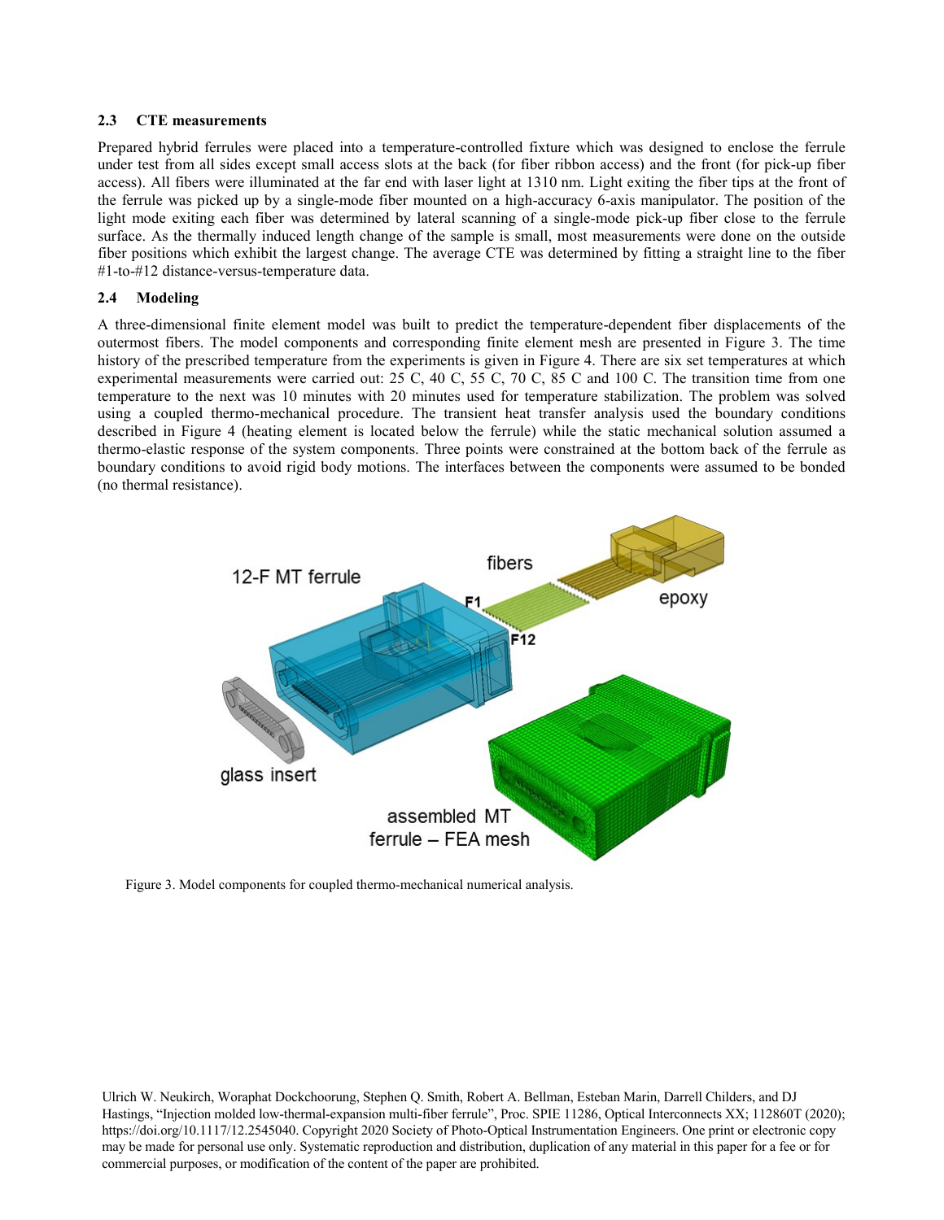### 2.3 CTE measurements

Prepared hybrid ferrules were placed into a temperature-controlled fixture which was designed to enclose the ferrule under test from all sides except small access slots at the back (for fiber ribbon access) and the front (for pick-up fiber access). All fibers were illuminated at the far end with laser light at 1310 nm. Light exiting the fiber tips at the front of the ferrule was picked up by a single-mode fiber mounted on a high-accuracy 6-axis manipulator. The position of the light mode exiting each fiber was determined by lateral scanning of a single-mode pick-up fiber close to the ferrule surface. As the thermally induced length change of the sample is small, most measurements were done on the outside fiber positions which exhibit the largest change. The average CTE was determined by fitting a straight line to the fiber #1-to-#12 distance-versus-temperature data.

### 2.4 Modeling

A three-dimensional finite element model was built to predict the temperature-dependent fiber displacements of the outermost fibers. The model components and corresponding finite element mesh are presented in Figure 3. The time history of the prescribed temperature from the experiments is given in Figure 4. There are six set temperatures at which experimental measurements were carried out: 25 C, 40 C, 55 C, 70 C, 85 C and 100 C. The transition time from one temperature to the next was 10 minutes with 20 minutes used for temperature stabilization. The problem was solved using a coupled thermo-mechanical procedure. The transient heat transfer analysis used the boundary conditions described in Figure 4 (heating element is located below the ferrule) while the static mechanical solution assumed a thermo-elastic response of the system components. Three points were constrained at the bottom back of the ferrule as boundary conditions to avoid rigid body motions. The interfaces between the components were assumed to be bonded (no thermal resistance).

Figure 3. Model components for coupled thermo-mechanical numerical analysis.

Ulrich W. Neukirch, Woraphat Dockchoorung, Stephen Q. Smith, Robert A. Bellman, Esteban Marin, Darrell Childers, and DJ Hastings, "Injection molded low-thermal-expansion multi-fiber ferrule", Proc. SPIE 11286, Optical Interconnects XX; 112860T (2020); https://doi.org/10.1117/12.2545040. Copyright 2020 Society of Photo-Optical Instrumentation Engineers. One print or electronic copy may be made for personal use only. Systematic reproduction and distribution, duplication of any material in this paper for a fee or for commercial purposes, or modification of the content of the paper are prohibited.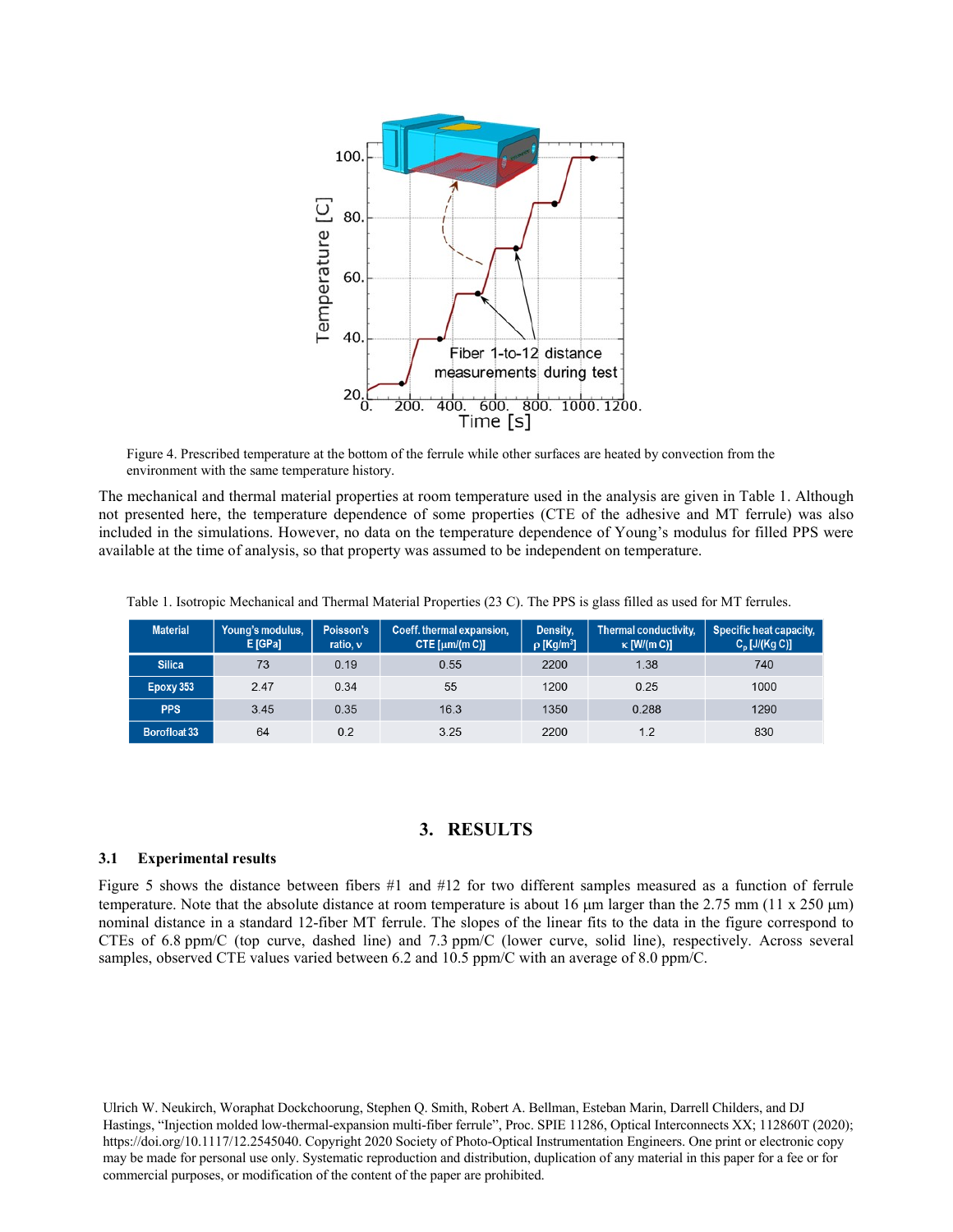Figure 4. Prescribed temperature at the bottom of the ferrule while other surfaces are heated by convection from the environment with the same temperature history.

The mechanical and thermal material properties at room temperature used in the analysis are given in Table 1. Although not presented here, the temperature dependence of some properties (CTE of the adhesive and MT ferrule) was also included in the simulations. However, no data on the temperature dependence of Young's modulus for filled PPS were available at the time of analysis, so that property was assumed to be independent on temperature.

Table 1. Isotropic Mechanical and Thermal Material Properties (23 C). The PPS is glass filled as used for MT ferrules.

| Material | Young's modulus, E [GPa] | Poisson's ratio, ν | Coeff. thermal expansion, CTE [μm/(m C)] | Density, ρ [Kg/m³] | Thermal conductivity, κ [W/(m C)] | Specific heat capacity, $C_p$ [J/(Kg C)] |
|---|---|---|---|---|---|---|
| Silica | 73 | 0.19 | 0.55 | 2200 | 1.38 | 740 |
| Epoxy 353 | 2.47 | 0.34 | 55 | 1200 | 0.25 | 1000 |
| PPS | 3.45 | 0.35 | 16.3 | 1350 | 0.288 | 1290 |
| Borofloat 33 | 64 | 0.2 | 3.25 | 2200 | 1.2 | 830 |

# 3. RESULTS

## 3.1 Experimental results

Figure 5 shows the distance between fibers #1 and #12 for two different samples measured as a function of ferrule temperature. Note that the absolute distance at room temperature is about 16 μm larger than the 2.75 mm (11 x 250 μm) nominal distance in a standard 12-fiber MT ferrule. The slopes of the linear fits to the data in the figure correspond to CTEs of 6.8 ppm/C (top curve, dashed line) and 7.3 ppm/C (lower curve, solid line), respectively. Across several samples, observed CTE values varied between 6.2 and 10.5 ppm/C with an average of 8.0 ppm/C.

Ulrich W. Neukirch, Woraphat Dockchoorung, Stephen Q. Smith, Robert A. Bellman, Esteban Marin, Darrell Childers, and DJ Hastings, "Injection molded low-thermal-expansion multi-fiber ferrule", Proc. SPIE 11286, Optical Interconnects XX; 112860T (2020); https://doi.org/10.1117/12.2545040. Copyright 2020 Society of Photo-Optical Instrumentation Engineers. One print or electronic copy may be made for personal use only. Systematic reproduction and distribution, duplication of any material in this paper for a fee or for commercial purposes, or modification of the content of the paper are prohibited.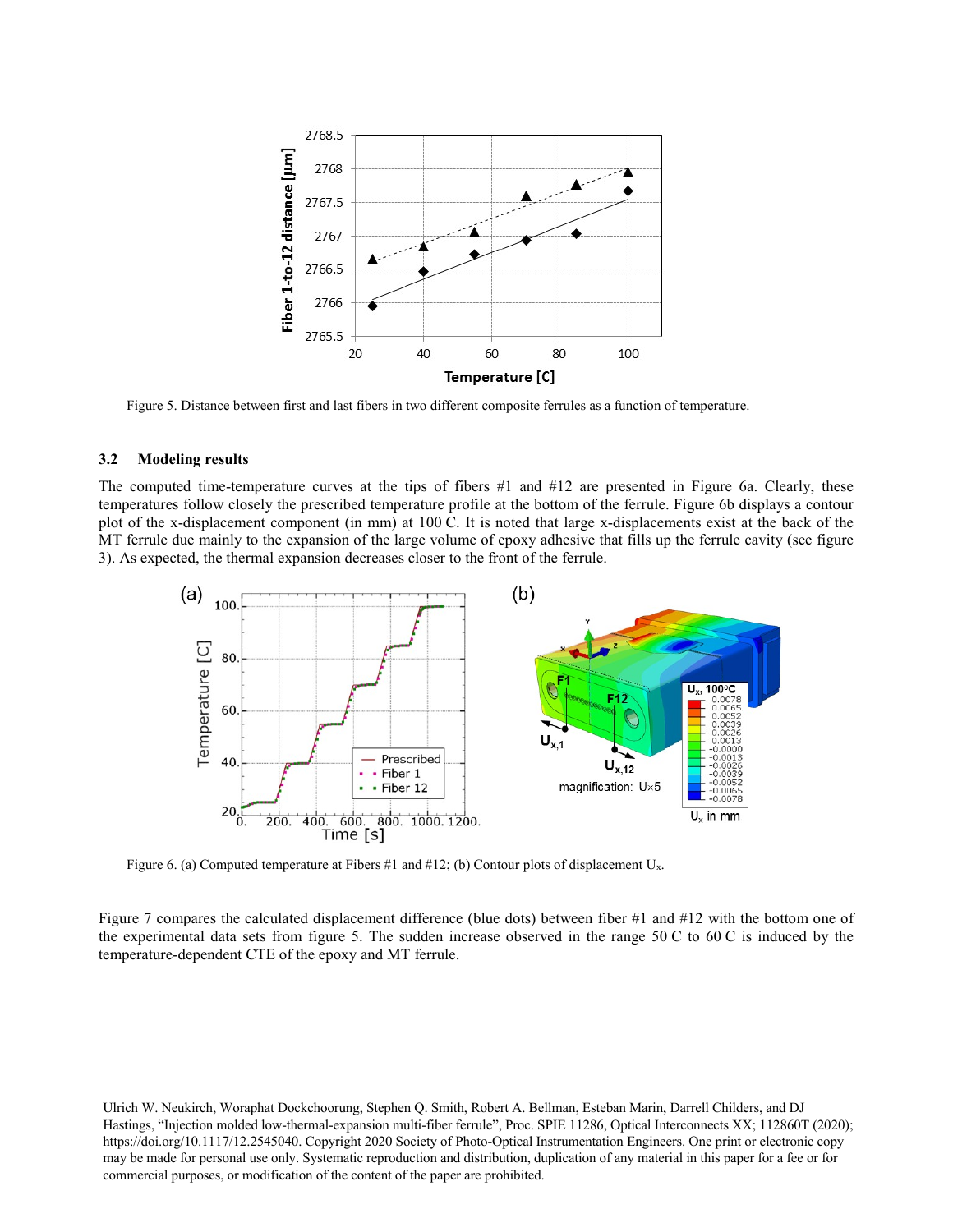Figure 5. Distance between first and last fibers in two different composite ferrules as a function of temperature.

### 3.2 Modeling results

The computed time-temperature curves at the tips of fibers #1 and #12 are presented in Figure 6a. Clearly, these temperatures follow closely the prescribed temperature profile at the bottom of the ferrule. Figure 6b displays a contour plot of the x-displacement component (in mm) at 100 C. It is noted that large x-displacements exist at the back of the MT ferrule due mainly to the expansion of the large volume of epoxy adhesive that fills up the ferrule cavity (see figure 3). As expected, the thermal expansion decreases closer to the front of the ferrule.

Figure 6. (a) Computed temperature at Fibers #1 and #12; (b) Contour plots of displacement $U_x$.

Figure 7 compares the calculated displacement difference (blue dots) between fiber #1 and #12 with the bottom one of the experimental data sets from figure 5. The sudden increase observed in the range 50 C to 60 C is induced by the temperature-dependent CTE of the epoxy and MT ferrule.

Ulrich W. Neukirch, Woraphat Dockchoorung, Stephen Q. Smith, Robert A. Bellman, Esteban Marin, Darrell Childers, and DJ Hastings, "Injection molded low-thermal-expansion multi-fiber ferrule", Proc. SPIE 11286, Optical Interconnects XX; 112860T (2020); https://doi.org/10.1117/12.2545040. Copyright 2020 Society of Photo-Optical Instrumentation Engineers. One print or electronic copy may be made for personal use only. Systematic reproduction and distribution, duplication of any material in this paper for a fee or for commercial purposes, or modification of the content of the paper are prohibited.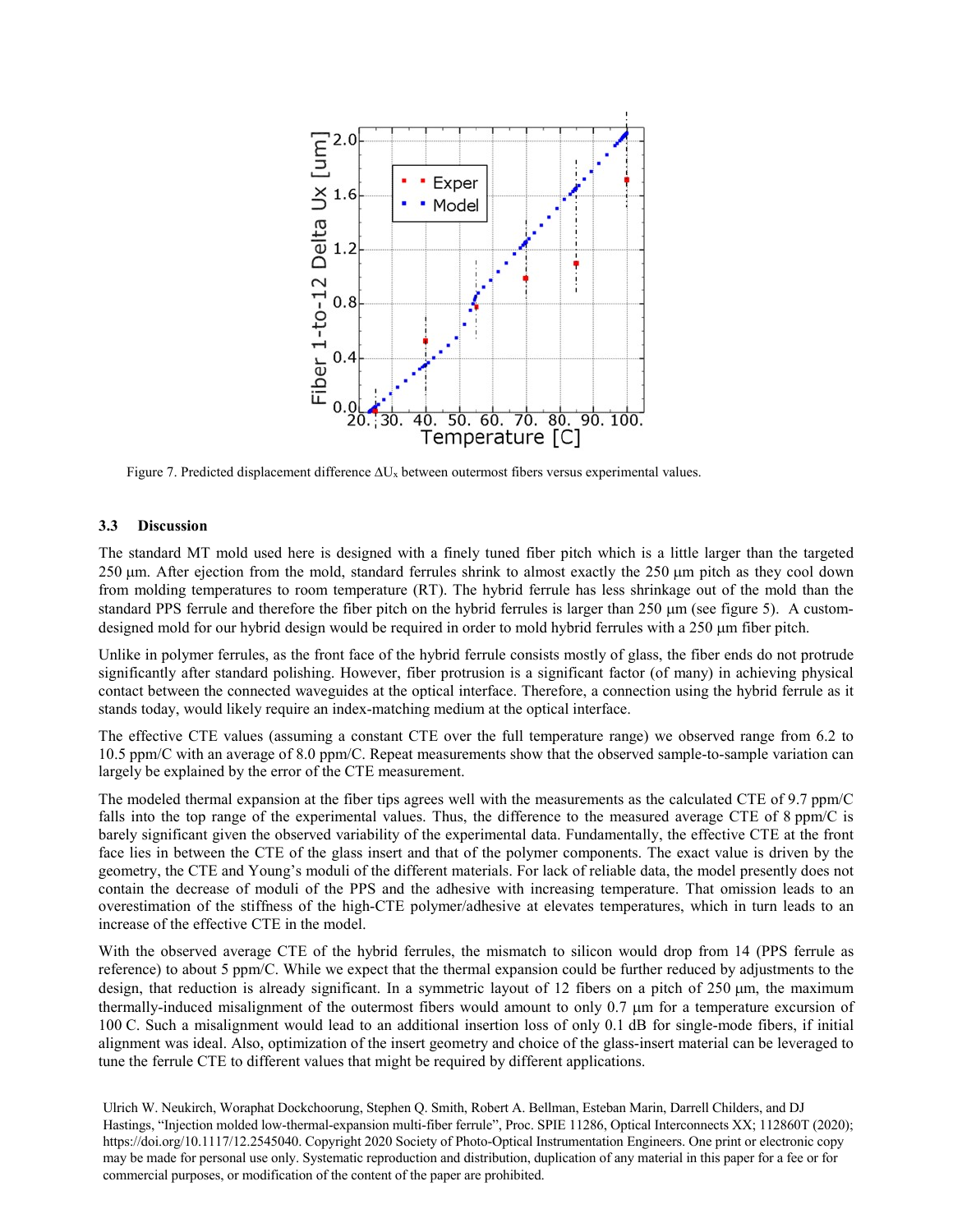Figure 7. Predicted displacement difference $\Delta U_x$ between outermost fibers versus experimental values.

### 3.3 Discussion

The standard MT mold used here is designed with a finely tuned fiber pitch which is a little larger than the targeted 250 µm. After ejection from the mold, standard ferrules shrink to almost exactly the 250 µm pitch as they cool down from molding temperatures to room temperature (RT). The hybrid ferrule has less shrinkage out of the mold than the standard PPS ferrule and therefore the fiber pitch on the hybrid ferrules is larger than 250 µm (see figure 5). A custom-designed mold for our hybrid design would be required in order to mold hybrid ferrules with a 250 µm fiber pitch.

Unlike in polymer ferrules, as the front face of the hybrid ferrule consists mostly of glass, the fiber ends do not protrude significantly after standard polishing. However, fiber protrusion is a significant factor (of many) in achieving physical contact between the connected waveguides at the optical interface. Therefore, a connection using the hybrid ferrule as it stands today, would likely require an index-matching medium at the optical interface.

The effective CTE values (assuming a constant CTE over the full temperature range) we observed range from 6.2 to 10.5 ppm/C with an average of 8.0 ppm/C. Repeat measurements show that the observed sample-to-sample variation can largely be explained by the error of the CTE measurement.

The modeled thermal expansion at the fiber tips agrees well with the measurements as the calculated CTE of 9.7 ppm/C falls into the top range of the experimental values. Thus, the difference to the measured average CTE of 8 ppm/C is barely significant given the observed variability of the experimental data. Fundamentally, the effective CTE at the front face lies in between the CTE of the glass insert and that of the polymer components. The exact value is driven by the geometry, the CTE and Young's moduli of the different materials. For lack of reliable data, the model presently does not contain the decrease of moduli of the PPS and the adhesive with increasing temperature. That omission leads to an overestimation of the stiffness of the high-CTE polymer/adhesive at elevates temperatures, which in turn leads to an increase of the effective CTE in the model.

With the observed average CTE of the hybrid ferrules, the mismatch to silicon would drop from 14 (PPS ferrule as reference) to about 5 ppm/C. While we expect that the thermal expansion could be further reduced by adjustments to the design, that reduction is already significant. In a symmetric layout of 12 fibers on a pitch of 250 µm, the maximum thermally-induced misalignment of the outermost fibers would amount to only 0.7 µm for a temperature excursion of 100 C. Such a misalignment would lead to an additional insertion loss of only 0.1 dB for single-mode fibers, if initial alignment was ideal. Also, optimization of the insert geometry and choice of the glass-insert material can be leveraged to tune the ferrule CTE to different values that might be required by different applications.

Ulrich W. Neukirch, Woraphat Dockchoorung, Stephen Q. Smith, Robert A. Bellman, Esteban Marin, Darrell Childers, and DJ Hastings, "Injection molded low-thermal-expansion multi-fiber ferrule", Proc. SPIE 11286, Optical Interconnects XX; 112860T (2020); https://doi.org/10.1117/12.2545040. Copyright 2020 Society of Photo-Optical Instrumentation Engineers. One print or electronic copy may be made for personal use only. Systematic reproduction and distribution, duplication of any material in this paper for a fee or for commercial purposes, or modification of the content of the paper are prohibited.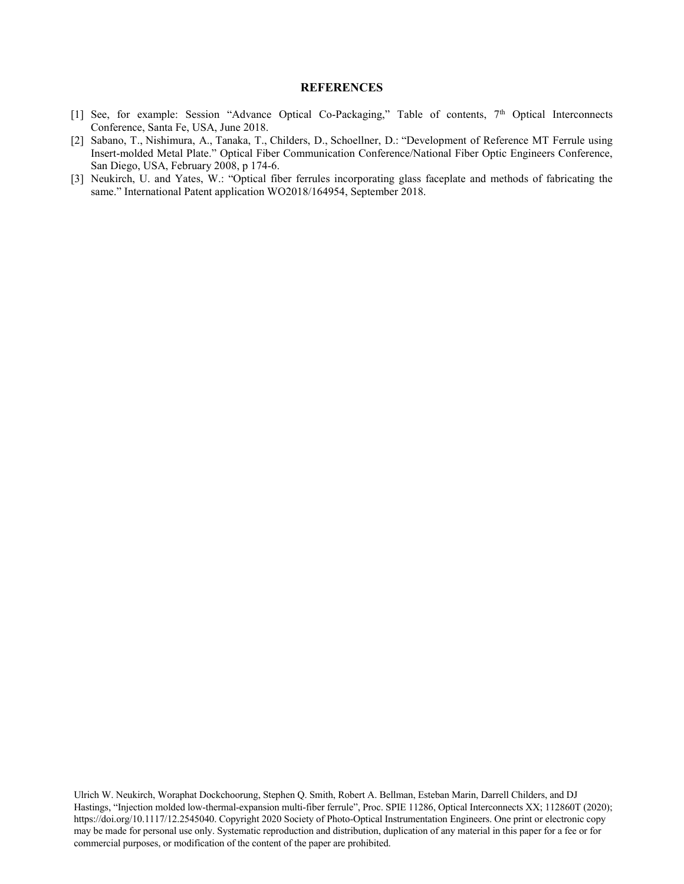## REFERENCES

[1] See, for example: Session "Advance Optical Co-Packaging," Table of contents, 7th Optical Interconnects Conference, Santa Fe, USA, June 2018.

[2] Sabano, T., Nishimura, A., Tanaka, T., Childers, D., Schoellner, D.: "Development of Reference MT Ferrule using Insert-molded Metal Plate." Optical Fiber Communication Conference/National Fiber Optic Engineers Conference, San Diego, USA, February 2008, p 174-6.

[3] Neukirch, U. and Yates, W.: "Optical fiber ferrules incorporating glass faceplate and methods of fabricating the same." International Patent application WO2018/164954, September 2018.

Ulrich W. Neukirch, Woraphat Dockchoorung, Stephen Q. Smith, Robert A. Bellman, Esteban Marin, Darrell Childers, and DJ Hastings, "Injection molded low-thermal-expansion multi-fiber ferrule", Proc. SPIE 11286, Optical Interconnects XX; 112860T (2020); https://doi.org/10.1117/12.2545040. Copyright 2020 Society of Photo-Optical Instrumentation Engineers. One print or electronic copy may be made for personal use only. Systematic reproduction and distribution, duplication of any material in this paper for a fee or for commercial purposes, or modification of the content of the paper are prohibited.